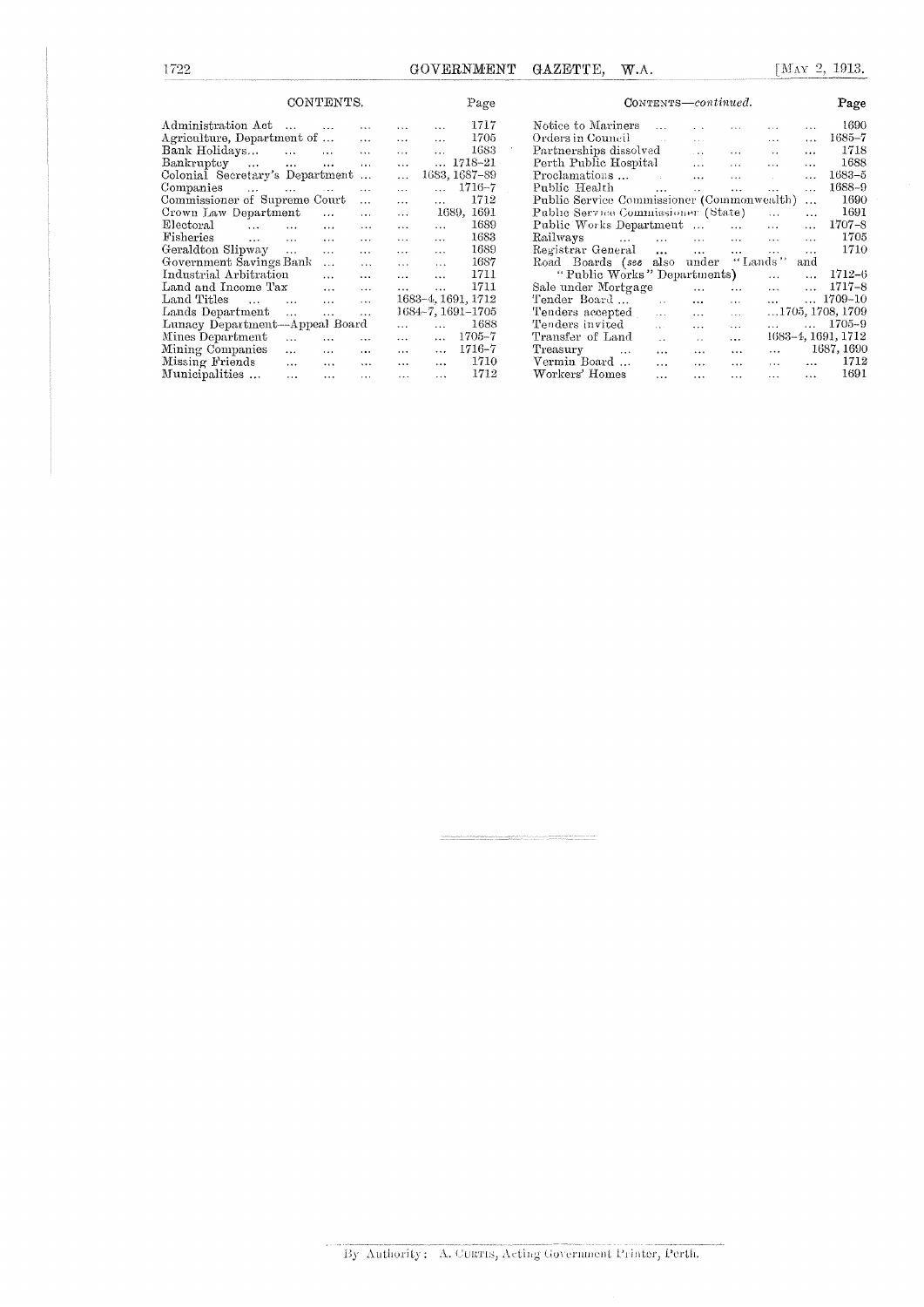## CONTENTS.

| | Page |
|---|---|
| Administration Act | 1717 |
| Agriculture, Department of | 1705 |
| Bank Holidays | 1683 |
| Bankruptcy | 1718–21 |
| Colonial Secretary's Department | 1683, 1687–89 |
| Companies | 1716–7 |
| Commissioner of Supreme Court | 1712 |
| Crown Law Department | 1689, 1691 |
| Electoral | 1689 |
| Fisheries | 1683 |
| Geraldton Slipway | 1689 |
| Government Savings Bank | 1687 |
| Industrial Arbitration | 1711 |
| Land and Income Tax | 1711 |
| Land Titles | 1683–4, 1691, 1712 |
| Lands Department | 1684–7, 1691–1705 |
| Lunacy Department—Appeal Board | 1688 |
| Mines Department | 1705–7 |
| Mining Companies | 1716–7 |
| Missing Friends | 1710 |
| Municipalities | 1712 |

## CONTENTS—*continued*.

| | Page |
|---|---|
| Notice to Mariners | 1690 |
| Orders in Council | 1685–7 |
| Partnerships dissolved | 1718 |
| Perth Public Hospital | 1688 |
| Proclamations | 1683–5 |
| Public Health | 1688–9 |
| Public Service Commissioner (Commonwealth) | 1690 |
| Public Service Commissioner (State) | 1691 |
| Public Works Department | 1707–8 |
| Railways | 1705 |
| Registrar General | 1710 |
| Road Boards (*see* also under "Lands" and "Public Works" Departments) | 1712–6 |
| Sale under Mortgage | 1717–8 |
| Tender Board | 1709–10 |
| Tenders accepted | 1705, 1708, 1709 |
| Tenders invited | 1705–9 |
| Transfer of Land | 1683–4, 1691, 1712 |
| Treasury | 1687, 1690 |
| Vermin Board | 1712 |
| Workers' Homes | 1691 |

By Authority: A. CURTIS, Acting Government Printer, Perth.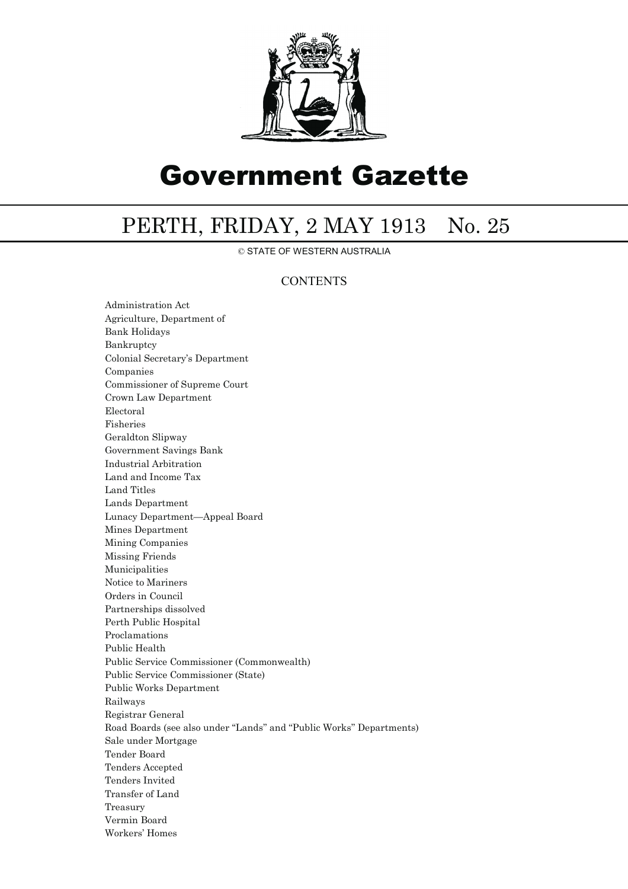# Government Gazette

## PERTH, FRIDAY, 2 MAY 1913 No. 25

© STATE OF WESTERN AUSTRALIA

### CONTENTS

Administration Act
Agriculture, Department of
Bank Holidays
Bankruptcy
Colonial Secretary's Department
Companies
Commissioner of Supreme Court
Crown Law Department
Electoral
Fisheries
Geraldton Slipway
Government Savings Bank
Industrial Arbitration
Land and Income Tax
Land Titles
Lands Department
Lunacy Department—Appeal Board
Mines Department
Mining Companies
Missing Friends
Municipalities
Notice to Mariners
Orders in Council
Partnerships dissolved
Perth Public Hospital
Proclamations
Public Health
Public Service Commissioner (Commonwealth)
Public Service Commissioner (State)
Public Works Department
Railways
Registrar General
Road Boards (see also under "Lands" and "Public Works" Departments)
Sale under Mortgage
Tender Board
Tenders Accepted
Tenders Invited
Transfer of Land
Treasury
Vermin Board
Workers' Homes